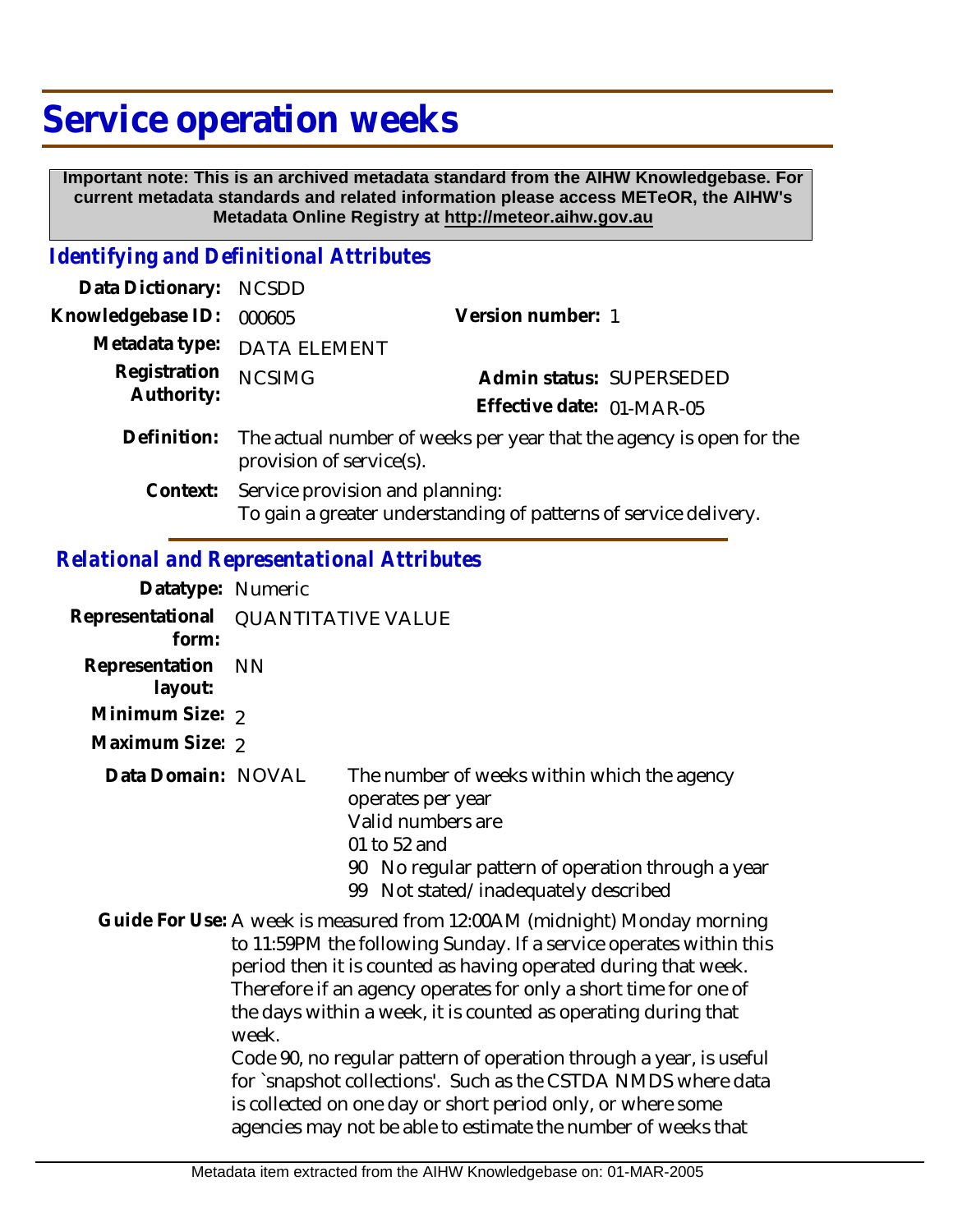# Service operation weeks

**Important note: This is an archived metadata standard from the AIHW Knowledgebase. For current metadata standards and related information please access METeOR, the AIHW's Metadata Online Registry at http://meteor.aihw.gov.au**

## Identifying and Definitional Attributes

| | | | |
|---|---|---|---|
| **Data Dictionary:** | NCSDD | | |
| **Knowledgebase ID:** | 000605 | **Version number:** | 1 |
| **Metadata type:** | DATA ELEMENT | | |
| **Registration Authority:** | NCSIMG | **Admin status:** | SUPERSEDED |
| | | **Effective date:** | 01-MAR-05 |

**Definition:** The actual number of weeks per year that the agency is open for the provision of service(s).

**Context:** Service provision and planning:
To gain a greater understanding of patterns of service delivery.

## Relational and Representational Attributes

**Datatype:** Numeric

**Representational form:** QUANTITATIVE VALUE

**Representation layout:** NN

**Minimum Size:** 2

**Maximum Size:** 2

**Data Domain:** NOVAL

The number of weeks within which the agency operates per year
Valid numbers are
01 to 52 and
90 No regular pattern of operation through a year
99 Not stated/inadequately described

**Guide For Use:** A week is measured from 12:00AM (midnight) Monday morning to 11:59PM the following Sunday. If a service operates within this period then it is counted as having operated during that week. Therefore if an agency operates for only a short time for one of the days within a week, it is counted as operating during that week.
Code 90, no regular pattern of operation through a year, is useful for `snapshot collections'. Such as the CSTDA NMDS where data is collected on one day or short period only, or where some agencies may not be able to estimate the number of weeks that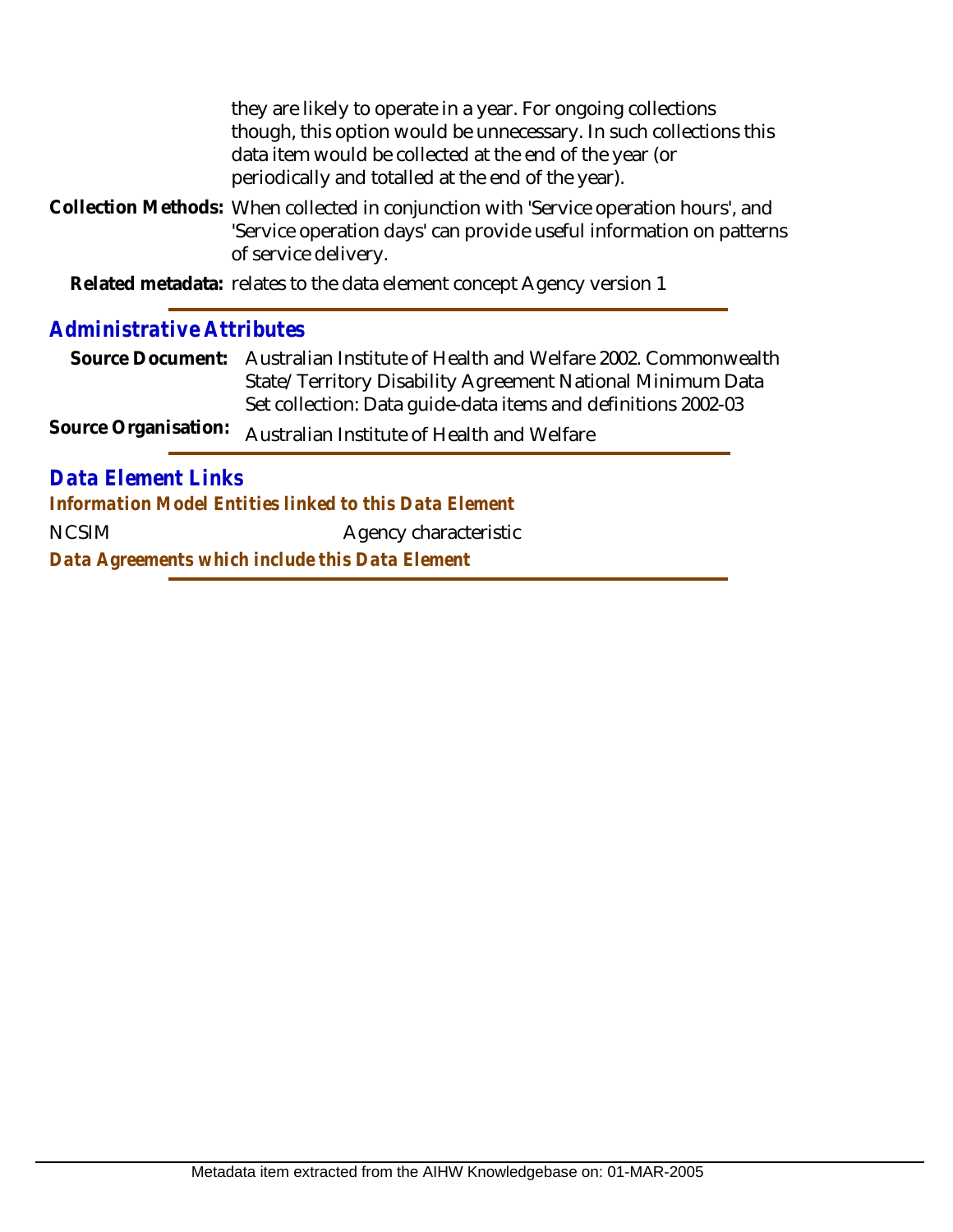they are likely to operate in a year. For ongoing collections though, this option would be unnecessary. In such collections this data item would be collected at the end of the year (or periodically and totalled at the end of the year).

**Collection Methods:** When collected in conjunction with 'Service operation hours', and 'Service operation days' can provide useful information on patterns of service delivery.

**Related metadata:** relates to the data element concept Agency version 1

## Administrative Attributes

**Source Document:** Australian Institute of Health and Welfare 2002. Commonwealth State/Territory Disability Agreement National Minimum Data Set collection: Data guide-data items and definitions 2002-03

**Source Organisation:** Australian Institute of Health and Welfare

## Data Element Links

### Information Model Entities linked to this Data Element

| | |
|---|---|
| NCSIM | Agency characteristic |

### Data Agreements which include this Data Element